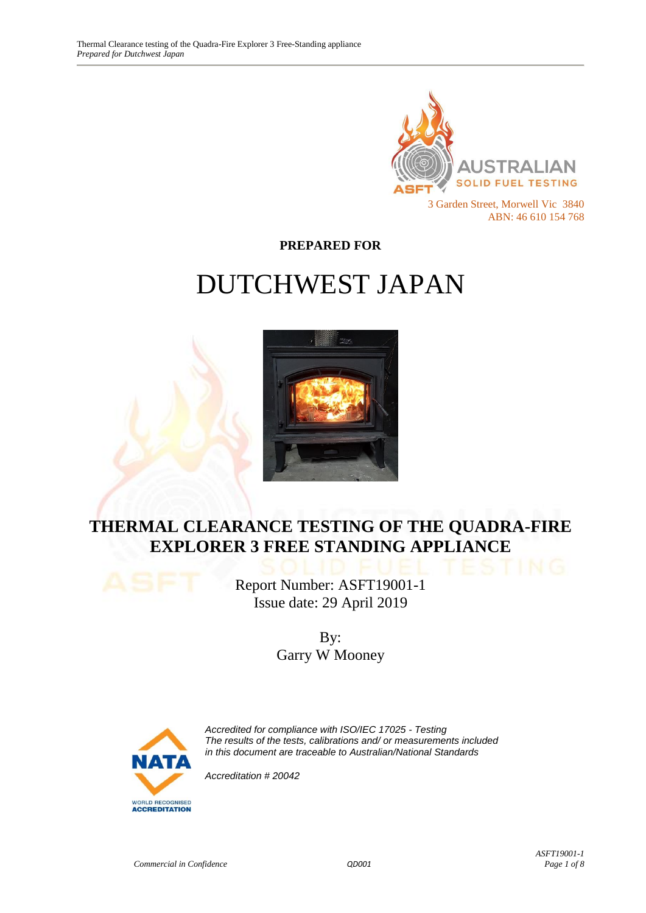AUSTRALIAN SOLID FUEL TESTING

3 Garden Street, Morwell Vic  3840
ABN: 46 610 154 768

**PREPARED FOR**

# DUTCHWEST JAPAN

## THERMAL CLEARANCE TESTING OF THE QUADRA-FIRE EXPLORER 3 FREE STANDING APPLIANCE

Report Number: ASFT19001-1
Issue date: 29 April 2019

By:
Garry W Mooney

*Accredited for compliance with ISO/IEC 17025 - Testing*
*The results of the tests, calibrations and/ or measurements included in this document are traceable to Australian/National Standards*

*Accreditation # 20042*

*Commercial in Confidence*

QD001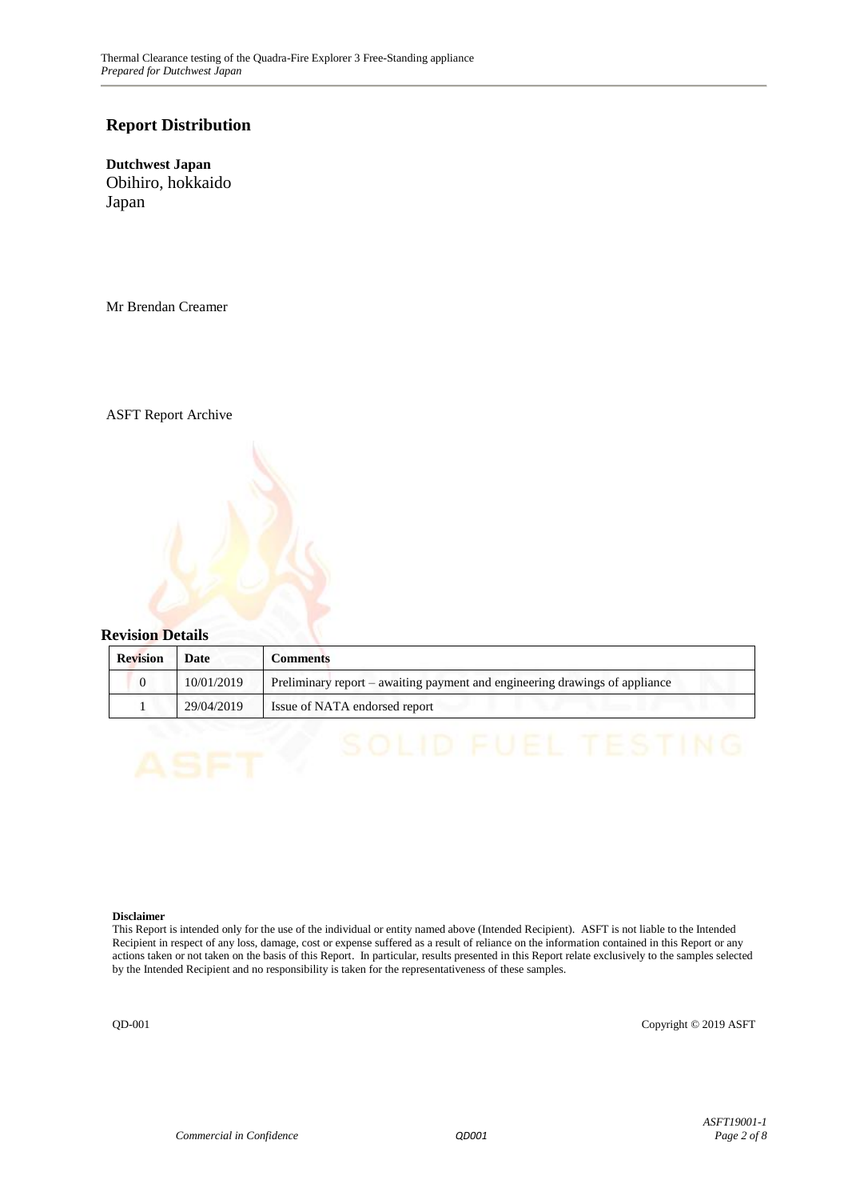## Report Distribution

**Dutchwest Japan**
Obihiro, hokkaido
Japan

Mr Brendan Creamer

ASFT Report Archive

### Revision Details

| Revision | Date | Comments |
|---|---|---|
| 0 | 10/01/2019 | Preliminary report – awaiting payment and engineering drawings of appliance |
| 1 | 29/04/2019 | Issue of NATA endorsed report |

**Disclaimer**
This Report is intended only for the use of the individual or entity named above (Intended Recipient). ASFT is not liable to the Intended Recipient in respect of any loss, damage, cost or expense suffered as a result of reliance on the information contained in this Report or any actions taken or not taken on the basis of this Report. In particular, results presented in this Report relate exclusively to the samples selected by the Intended Recipient and no responsibility is taken for the representativeness of these samples.

QD-001 Copyright © 2019 ASFT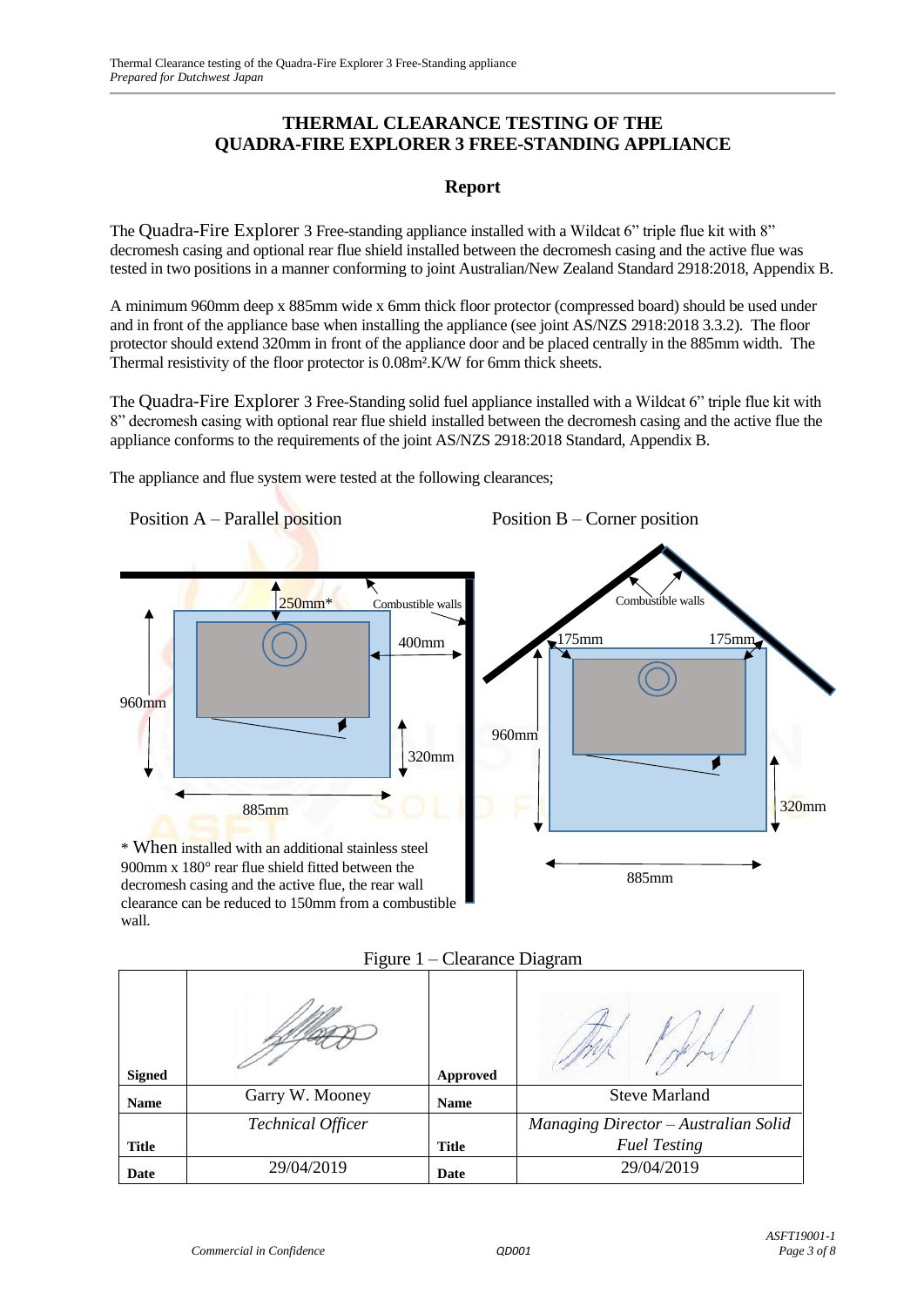# THERMAL CLEARANCE TESTING OF THE QUADRA-FIRE EXPLORER 3 FREE-STANDING APPLIANCE

## Report

The Quadra-Fire Explorer 3 Free-standing appliance installed with a Wildcat 6” triple flue kit with 8” decromesh casing and optional rear flue shield installed between the decromesh casing and the active flue was tested in two positions in a manner conforming to joint Australian/New Zealand Standard 2918:2018, Appendix B.

A minimum 960mm deep x 885mm wide x 6mm thick floor protector (compressed board) should be used under and in front of the appliance base when installing the appliance (see joint AS/NZS 2918:2018 3.3.2). The floor protector should extend 320mm in front of the appliance door and be placed centrally in the 885mm width. The Thermal resistivity of the floor protector is 0.08m².K/W for 6mm thick sheets.

The Quadra-Fire Explorer 3 Free-Standing solid fuel appliance installed with a Wildcat 6” triple flue kit with 8” decromesh casing with optional rear flue shield installed between the decromesh casing and the active flue the appliance conforms to the requirements of the joint AS/NZS 2918:2018 Standard, Appendix B.

The appliance and flue system were tested at the following clearances;

Position A – Parallel position

250mm*
Combustible walls
400mm
960mm
320mm
885mm

\* When installed with an additional stainless steel 900mm x 180° rear flue shield fitted between the decromesh casing and the active flue, the rear wall clearance can be reduced to 150mm from a combustible wall.

Position B – Corner position

Combustible walls
175mm
175mm
960mm
320mm
885mm

Figure 1 – Clearance Diagram

| **Signed** | | **Approved** | |
|---|---|---|---|
| **Name** | Garry W. Mooney | **Name** | Steve Marland |
| **Title** | *Technical Officer* | **Title** | *Managing Director – Australian Solid Fuel Testing* |
| **Date** | 29/04/2019 | **Date** | 29/04/2019 |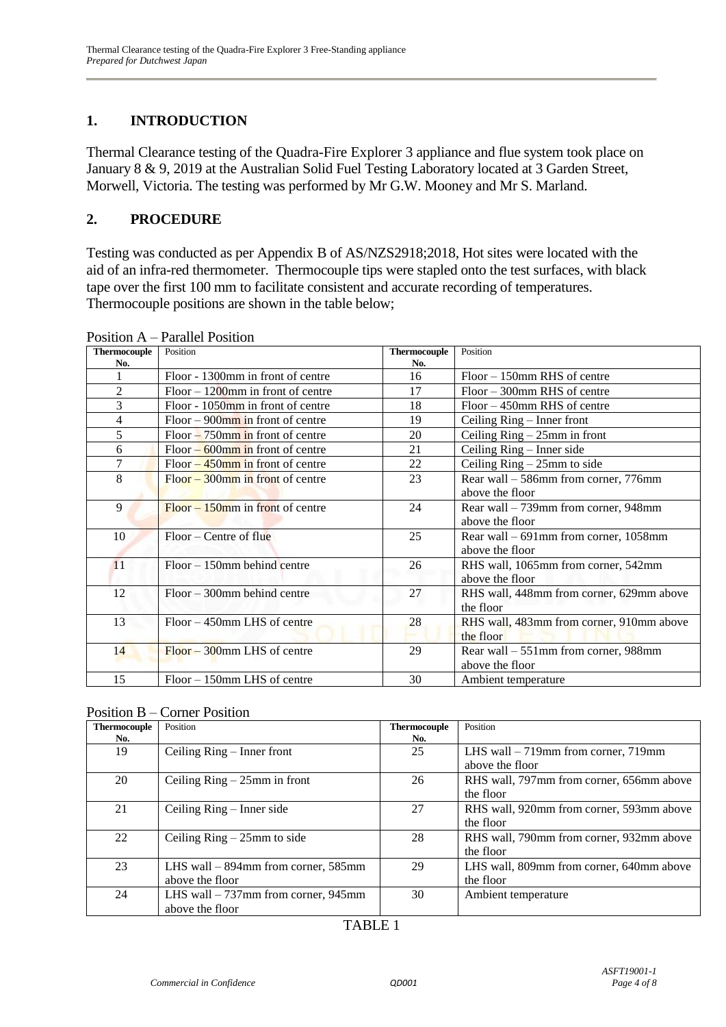## 1. INTRODUCTION

Thermal Clearance testing of the Quadra-Fire Explorer 3 appliance and flue system took place on January 8 & 9, 2019 at the Australian Solid Fuel Testing Laboratory located at 3 Garden Street, Morwell, Victoria. The testing was performed by Mr G.W. Mooney and Mr S. Marland.

## 2. PROCEDURE

Testing was conducted as per Appendix B of AS/NZS2918;2018, Hot sites were located with the aid of an infra-red thermometer. Thermocouple tips were stapled onto the test surfaces, with black tape over the first 100 mm to facilitate consistent and accurate recording of temperatures. Thermocouple positions are shown in the table below;

Position A – Parallel Position

| Thermocouple No. | Position | Thermocouple No. | Position |
|---|---|---|---|
| 1 | Floor - 1300mm in front of centre | 16 | Floor – 150mm RHS of centre |
| 2 | Floor – 1200mm in front of centre | 17 | Floor – 300mm RHS of centre |
| 3 | Floor - 1050mm in front of centre | 18 | Floor – 450mm RHS of centre |
| 4 | Floor – 900mm in front of centre | 19 | Ceiling Ring – Inner front |
| 5 | Floor – 750mm in front of centre | 20 | Ceiling Ring – 25mm in front |
| 6 | Floor – 600mm in front of centre | 21 | Ceiling Ring – Inner side |
| 7 | Floor – 450mm in front of centre | 22 | Ceiling Ring – 25mm to side |
| 8 | Floor – 300mm in front of centre | 23 | Rear wall – 586mm from corner, 776mm above the floor |
| 9 | Floor – 150mm in front of centre | 24 | Rear wall – 739mm from corner, 948mm above the floor |
| 10 | Floor – Centre of flue | 25 | Rear wall – 691mm from corner, 1058mm above the floor |
| 11 | Floor – 150mm behind centre | 26 | RHS wall, 1065mm from corner, 542mm above the floor |
| 12 | Floor – 300mm behind centre | 27 | RHS wall, 448mm from corner, 629mm above the floor |
| 13 | Floor – 450mm LHS of centre | 28 | RHS wall, 483mm from corner, 910mm above the floor |
| 14 | Floor – 300mm LHS of centre | 29 | Rear wall – 551mm from corner, 988mm above the floor |
| 15 | Floor – 150mm LHS of centre | 30 | Ambient temperature |

Position B – Corner Position

| Thermocouple No. | Position | Thermocouple No. | Position |
|---|---|---|---|
| 19 | Ceiling Ring – Inner front | 25 | LHS wall – 719mm from corner, 719mm above the floor |
| 20 | Ceiling Ring – 25mm in front | 26 | RHS wall, 797mm from corner, 656mm above the floor |
| 21 | Ceiling Ring – Inner side | 27 | RHS wall, 920mm from corner, 593mm above the floor |
| 22 | Ceiling Ring – 25mm to side | 28 | RHS wall, 790mm from corner, 932mm above the floor |
| 23 | LHS wall – 894mm from corner, 585mm above the floor | 29 | LHS wall, 809mm from corner, 640mm above the floor |
| 24 | LHS wall – 737mm from corner, 945mm above the floor | 30 | Ambient temperature |

TABLE 1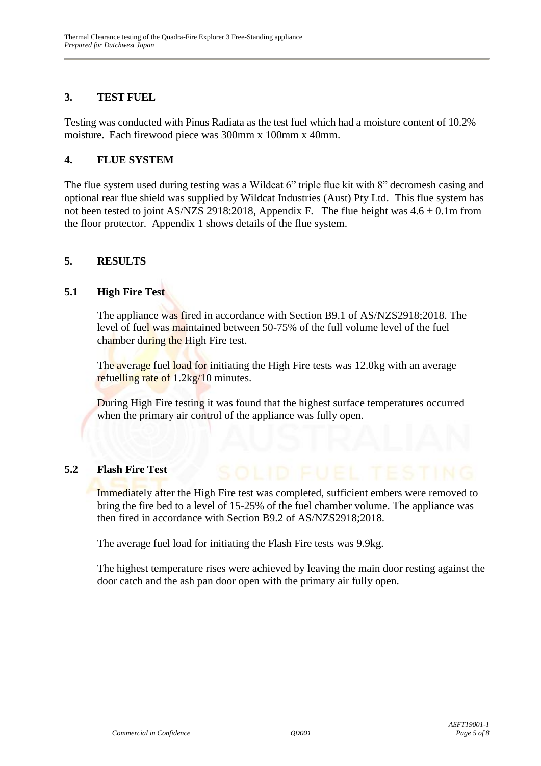## 3. TEST FUEL

Testing was conducted with Pinus Radiata as the test fuel which had a moisture content of 10.2% moisture. Each firewood piece was 300mm x 100mm x 40mm.

## 4. FLUE SYSTEM

The flue system used during testing was a Wildcat 6" triple flue kit with 8" decromesh casing and optional rear flue shield was supplied by Wildcat Industries (Aust) Pty Ltd. This flue system has not been tested to joint AS/NZS 2918:2018, Appendix F. The flue height was $4.6 \pm 0.1$m from the floor protector. Appendix 1 shows details of the flue system.

## 5. RESULTS

### 5.1 High Fire Test

The appliance was fired in accordance with Section B9.1 of AS/NZS2918;2018. The level of fuel was maintained between 50-75% of the full volume level of the fuel chamber during the High Fire test.

The average fuel load for initiating the High Fire tests was 12.0kg with an average refuelling rate of 1.2kg/10 minutes.

During High Fire testing it was found that the highest surface temperatures occurred when the primary air control of the appliance was fully open.

### 5.2 Flash Fire Test

Immediately after the High Fire test was completed, sufficient embers were removed to bring the fire bed to a level of 15-25% of the fuel chamber volume. The appliance was then fired in accordance with Section B9.2 of AS/NZS2918;2018.

The average fuel load for initiating the Flash Fire tests was 9.9kg.

The highest temperature rises were achieved by leaving the main door resting against the door catch and the ash pan door open with the primary air fully open.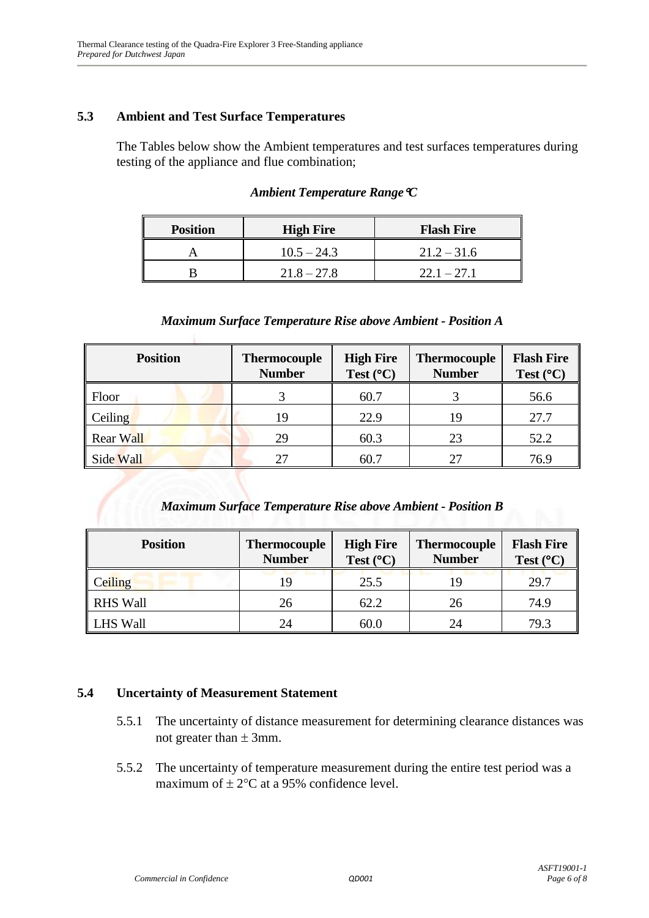## 5.3 Ambient and Test Surface Temperatures

The Tables below show the Ambient temperatures and test surfaces temperatures during testing of the appliance and flue combination;

*Ambient Temperature Range °C*

| Position | High Fire | Flash Fire |
|---|---|---|
| A | 10.5 – 24.3 | 21.2 – 31.6 |
| B | 21.8 – 27.8 | 22.1 – 27.1 |

*Maximum Surface Temperature Rise above Ambient - Position A*

| Position | Thermocouple Number | High Fire Test (°C) | Thermocouple Number | Flash Fire Test (°C) |
|---|---|---|---|---|
| Floor | 3 | 60.7 | 3 | 56.6 |
| Ceiling | 19 | 22.9 | 19 | 27.7 |
| Rear Wall | 29 | 60.3 | 23 | 52.2 |
| Side Wall | 27 | 60.7 | 27 | 76.9 |

*Maximum Surface Temperature Rise above Ambient - Position B*

| Position | Thermocouple Number | High Fire Test (°C) | Thermocouple Number | Flash Fire Test (°C) |
|---|---|---|---|---|
| Ceiling | 19 | 25.5 | 19 | 29.7 |
| RHS Wall | 26 | 62.2 | 26 | 74.9 |
| LHS Wall | 24 | 60.0 | 24 | 79.3 |

## 5.4 Uncertainty of Measurement Statement

5.5.1 The uncertainty of distance measurement for determining clearance distances was not greater than ± 3mm.

5.5.2 The uncertainty of temperature measurement during the entire test period was a maximum of ± 2°C at a 95% confidence level.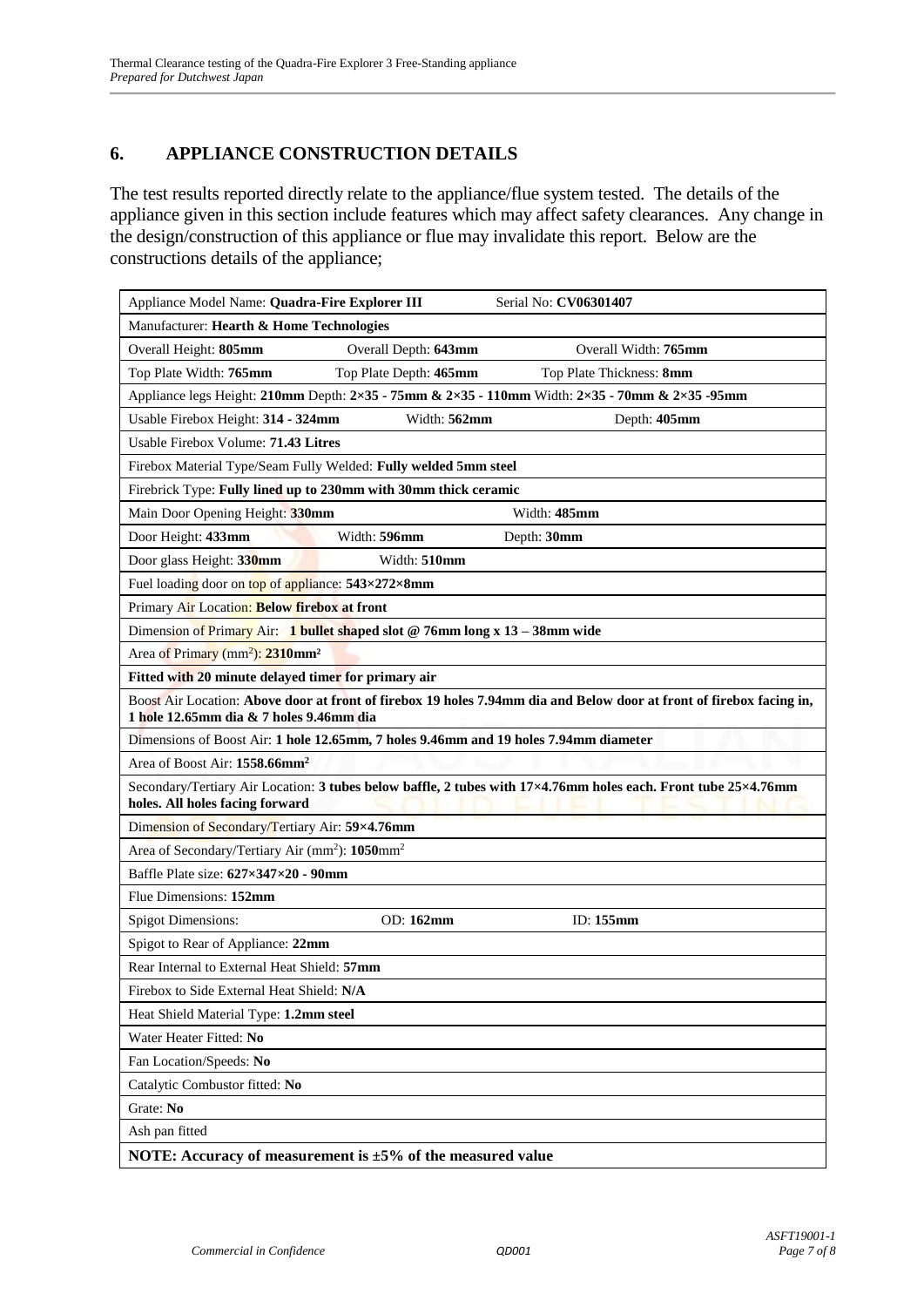## 6. APPLIANCE CONSTRUCTION DETAILS

The test results reported directly relate to the appliance/flue system tested. The details of the appliance given in this section include features which may affect safety clearances. Any change in the design/construction of this appliance or flue may invalidate this report. Below are the constructions details of the appliance;

| | | |
|---|---|---|
| Appliance Model Name: **Quadra-Fire Explorer III** | Serial No: **CV06301407** | |
| Manufacturer: **Hearth & Home Technologies** | | |
| Overall Height: **805mm** | Overall Depth: **643mm** | Overall Width: **765mm** |
| Top Plate Width: **765mm** | Top Plate Depth: **465mm** | Top Plate Thickness: **8mm** |
| Appliance legs Height: **210mm** Depth: **2×35 - 75mm & 2×35 - 110mm** Width: **2×35 - 70mm & 2×35 -95mm** | | |
| Usable Firebox Height: **314 - 324mm** | Width: **562mm** | Depth: **405mm** |
| Usable Firebox Volume: **71.43 Litres** | | |
| Firebox Material Type/Seam Fully Welded: **Fully welded 5mm steel** | | |
| Firebrick Type: **Fully lined up to 230mm with 30mm thick ceramic** | | |
| Main Door Opening Height: **330mm** | Width: **485mm** | |
| Door Height: **433mm** | Width: **596mm** | Depth: **30mm** |
| Door glass Height: **330mm** | Width: **510mm** | |
| Fuel loading door on top of appliance: **543×272×8mm** | | |
| Primary Air Location: **Below firebox at front** | | |
| Dimension of Primary Air: **1 bullet shaped slot @ 76mm long x 13 – 38mm wide** | | |
| Area of Primary (mm²): **2310mm²** | | |
| **Fitted with 20 minute delayed timer for primary air** | | |
| Boost Air Location: **Above door at front of firebox 19 holes 7.94mm dia and Below door at front of firebox facing in, 1 hole 12.65mm dia & 7 holes 9.46mm dia** | | |
| Dimensions of Boost Air: **1 hole 12.65mm, 7 holes 9.46mm and 19 holes 7.94mm diameter** | | |
| Area of Boost Air: **1558.66mm²** | | |
| Secondary/Tertiary Air Location: **3 tubes below baffle, 2 tubes with 17×4.76mm holes each. Front tube 25×4.76mm holes. All holes facing forward** | | |
| Dimension of Secondary/Tertiary Air: **59×4.76mm** | | |
| Area of Secondary/Tertiary Air (mm²): **1050**mm² | | |
| Baffle Plate size: **627×347×20 - 90mm** | | |
| Flue Dimensions: **152mm** | | |
| Spigot Dimensions: | OD: **162mm** | ID: **155mm** |
| Spigot to Rear of Appliance: **22mm** | | |
| Rear Internal to External Heat Shield: **57mm** | | |
| Firebox to Side External Heat Shield: **N/A** | | |
| Heat Shield Material Type: **1.2mm steel** | | |
| Water Heater Fitted: **No** | | |
| Fan Location/Speeds: **No** | | |
| Catalytic Combustor fitted: **No** | | |
| Grate: **No** | | |
| Ash pan fitted | | |
| **NOTE: Accuracy of measurement is ±5% of the measured value** | | |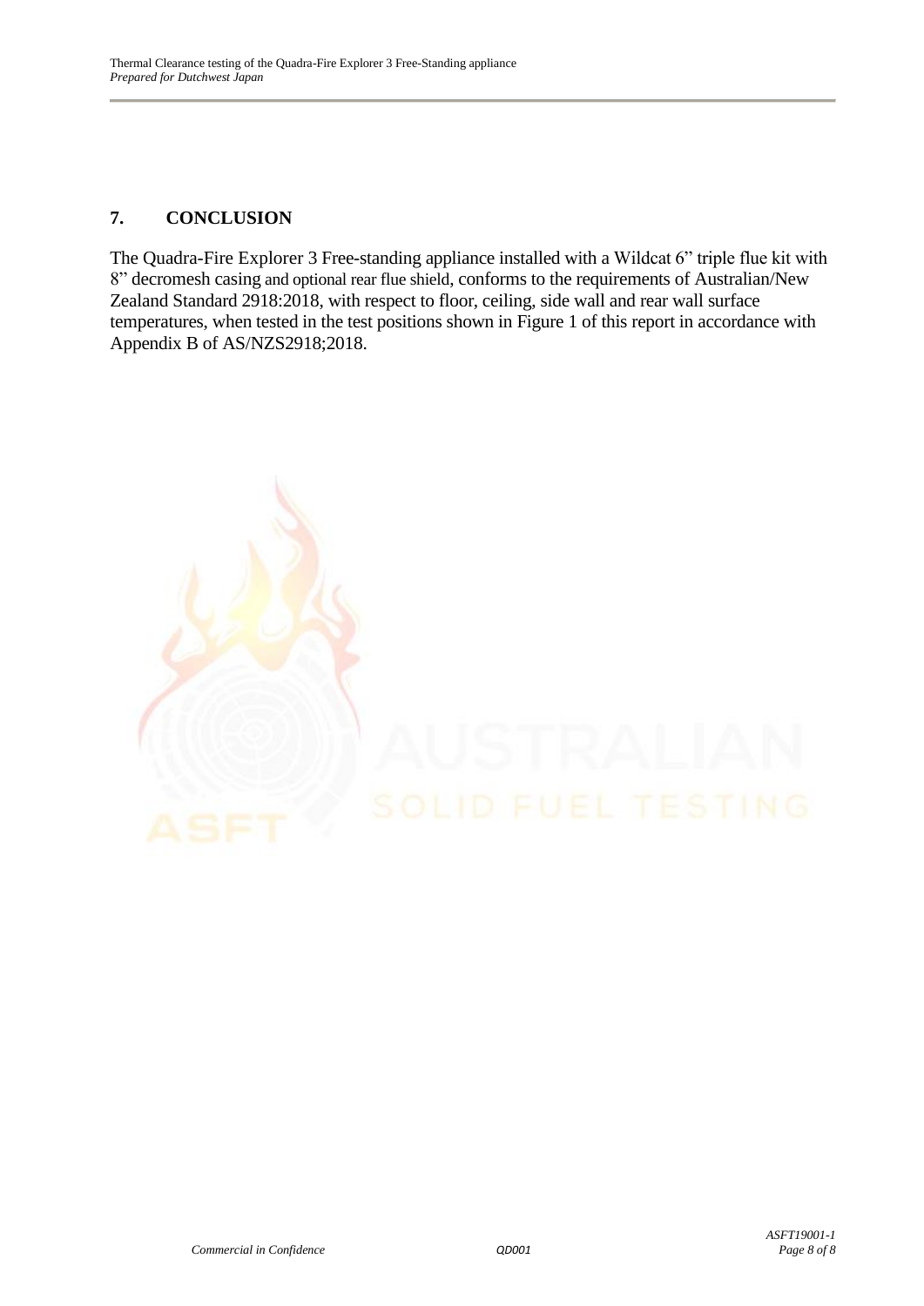## 7. CONCLUSION

The Quadra-Fire Explorer 3 Free-standing appliance installed with a Wildcat 6" triple flue kit with 8" decromesh casing and optional rear flue shield, conforms to the requirements of Australian/New Zealand Standard 2918:2018, with respect to floor, ceiling, side wall and rear wall surface temperatures, when tested in the test positions shown in Figure 1 of this report in accordance with Appendix B of AS/NZS2918;2018.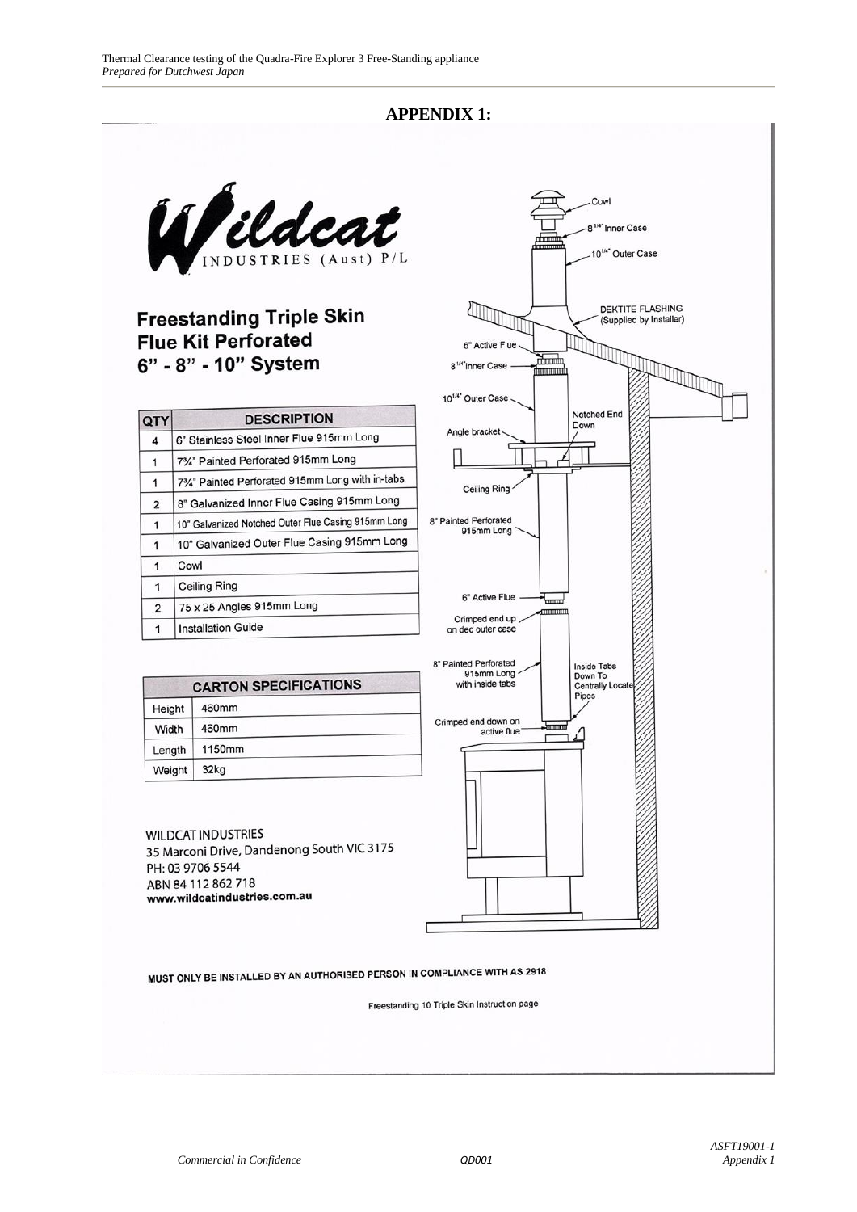# APPENDIX 1:

Wildcat INDUSTRIES (Aust) P/L

## Freestanding Triple Skin Flue Kit Perforated 6" - 8" - 10" System

| QTY | DESCRIPTION |
|---|---|
| 4 | 6" Stainless Steel Inner Flue 915mm Long |
| 1 | 7¾" Painted Perforated 915mm Long |
| 1 | 7¾" Painted Perforated 915mm Long with in-tabs |
| 2 | 8" Galvanized Inner Flue Casing 915mm Long |
| 1 | 10" Galvanized Notched Outer Flue Casing 915mm Long |
| 1 | 10" Galvanized Outer Flue Casing 915mm Long |
| 1 | Cowl |
| 1 | Ceiling Ring |
| 2 | 75 x 25 Angles 915mm Long |
| 1 | Installation Guide |

| CARTON SPECIFICATIONS | |
|---|---|
| Height | 460mm |
| Width | 460mm |
| Length | 1150mm |
| Weight | 32kg |

WILDCAT INDUSTRIES
35 Marconi Drive, Dandenong South VIC 3175
PH: 03 9706 5544
ABN 84 112 862 718
www.wildcatindustries.com.au

Cowl
8 1/4" Inner Case
10 1/4" Outer Case
DEKTITE FLASHING (Supplied by Installer)
6" Active Flue
8 1/4" Inner Case
10 1/4" Outer Case
Notched End Down
Angle bracket
Ceiling Ring
8" Painted Perforated 915mm Long
6" Active Flue
Crimped end up on dec outer case
8" Painted Perforated 915mm Long with inside tabs
Inside Tabs Down To Centrally Locate Pipes
Crimped end down on active flue

**MUST ONLY BE INSTALLED BY AN AUTHORISED PERSON IN COMPLIANCE WITH AS 2918**

Freestanding 10 Triple Skin Instruction page